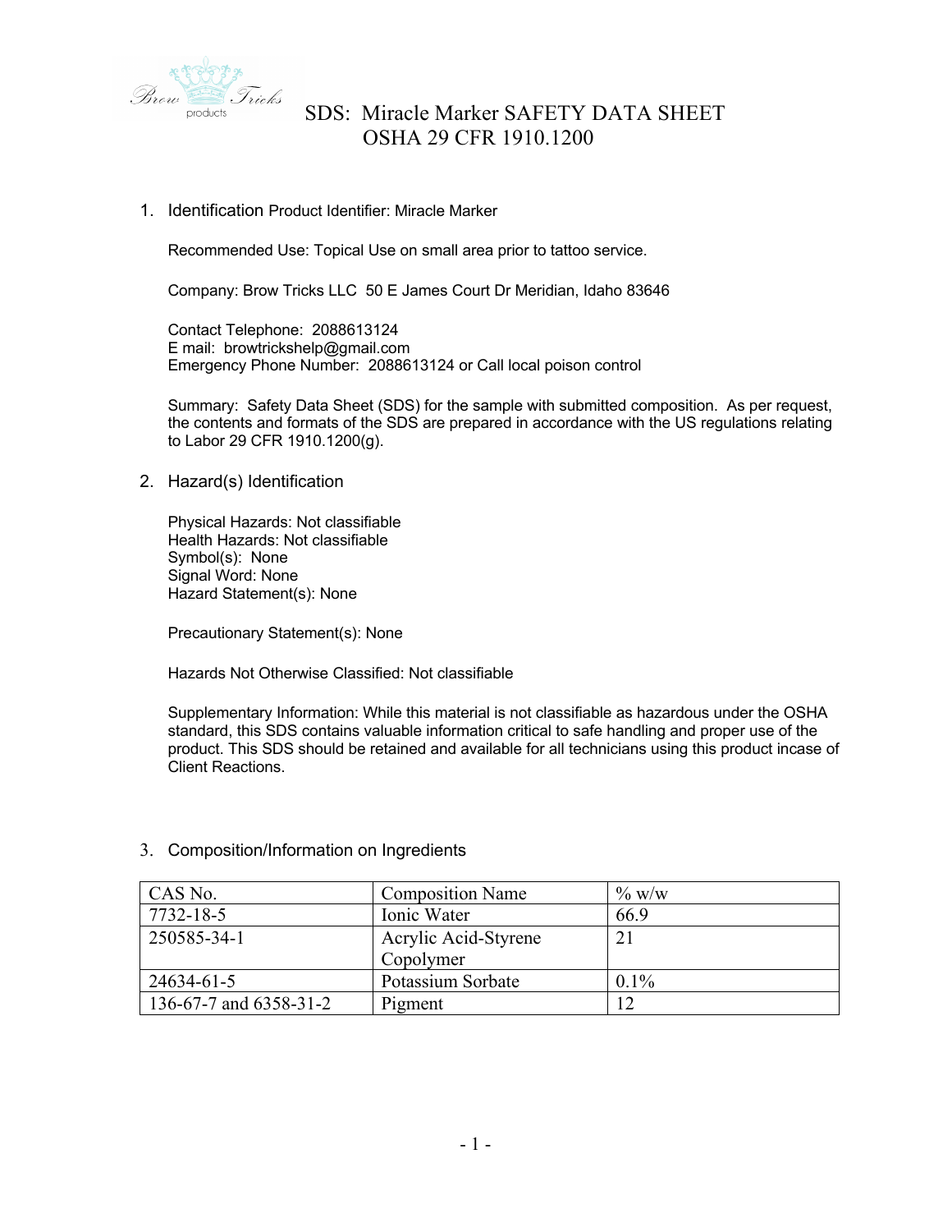# SDS: Miracle Marker SAFETY DATA SHEET
## OSHA 29 CFR 1910.1200

1. Identification Product Identifier: Miracle Marker

   Recommended Use: Topical Use on small area prior to tattoo service.

   Company: Brow Tricks LLC 50 E James Court Dr Meridian, Idaho 83646

   Contact Telephone: 2088613124
   E mail: browtrickshelp@gmail.com
   Emergency Phone Number: 2088613124 or Call local poison control

   Summary: Safety Data Sheet (SDS) for the sample with submitted composition. As per request, the contents and formats of the SDS are prepared in accordance with the US regulations relating to Labor 29 CFR 1910.1200(g).

2. Hazard(s) Identification

   Physical Hazards: Not classifiable
   Health Hazards: Not classifiable
   Symbol(s): None
   Signal Word: None
   Hazard Statement(s): None

   Precautionary Statement(s): None

   Hazards Not Otherwise Classified: Not classifiable

   Supplementary Information: While this material is not classifiable as hazardous under the OSHA standard, this SDS contains valuable information critical to safe handling and proper use of the product. This SDS should be retained and available for all technicians using this product incase of Client Reactions.

3. Composition/Information on Ingredients

| CAS No. | Composition Name | % w/w |
|---|---|---|
| 7732-18-5 | Ionic Water | 66.9 |
| 250585-34-1 | Acrylic Acid-Styrene Copolymer | 21 |
| 24634-61-5 | Potassium Sorbate | 0.1% |
| 136-67-7 and 6358-31-2 | Pigment | 12 |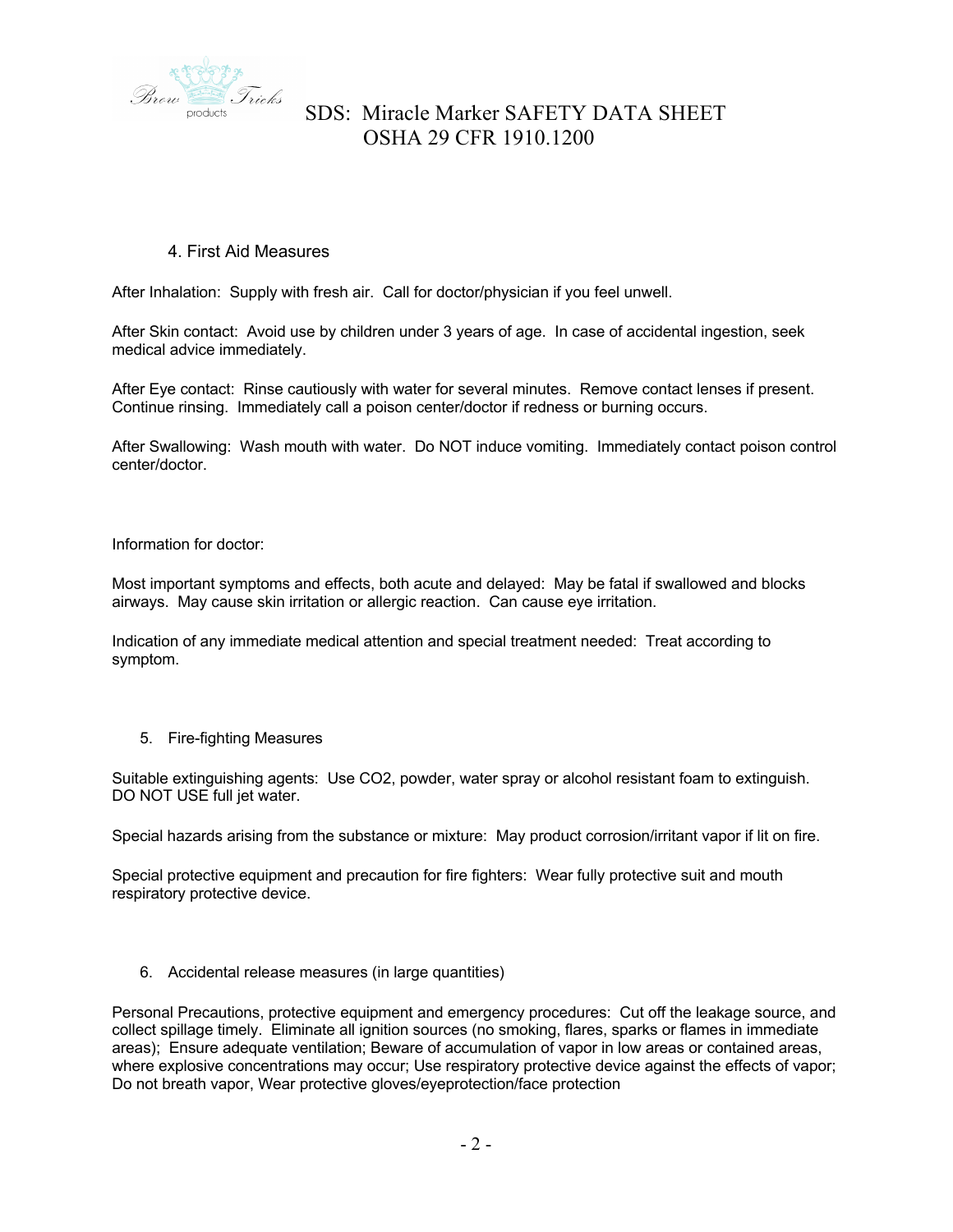## 4. First Aid Measures

After Inhalation: Supply with fresh air. Call for doctor/physician if you feel unwell.

After Skin contact: Avoid use by children under 3 years of age. In case of accidental ingestion, seek medical advice immediately.

After Eye contact: Rinse cautiously with water for several minutes. Remove contact lenses if present. Continue rinsing. Immediately call a poison center/doctor if redness or burning occurs.

After Swallowing: Wash mouth with water. Do NOT induce vomiting. Immediately contact poison control center/doctor.

Information for doctor:

Most important symptoms and effects, both acute and delayed: May be fatal if swallowed and blocks airways. May cause skin irritation or allergic reaction. Can cause eye irritation.

Indication of any immediate medical attention and special treatment needed: Treat according to symptom.

## 5. Fire-fighting Measures

Suitable extinguishing agents: Use $CO_2$, powder, water spray or alcohol resistant foam to extinguish. DO NOT USE full jet water.

Special hazards arising from the substance or mixture: May product corrosion/irritant vapor if lit on fire.

Special protective equipment and precaution for fire fighters: Wear fully protective suit and mouth respiratory protective device.

## 6. Accidental release measures (in large quantities)

Personal Precautions, protective equipment and emergency procedures: Cut off the leakage source, and collect spillage timely. Eliminate all ignition sources (no smoking, flares, sparks or flames in immediate areas); Ensure adequate ventilation; Beware of accumulation of vapor in low areas or contained areas, where explosive concentrations may occur; Use respiratory protective device against the effects of vapor; Do not breath vapor, Wear protective gloves/eyeprotection/face protection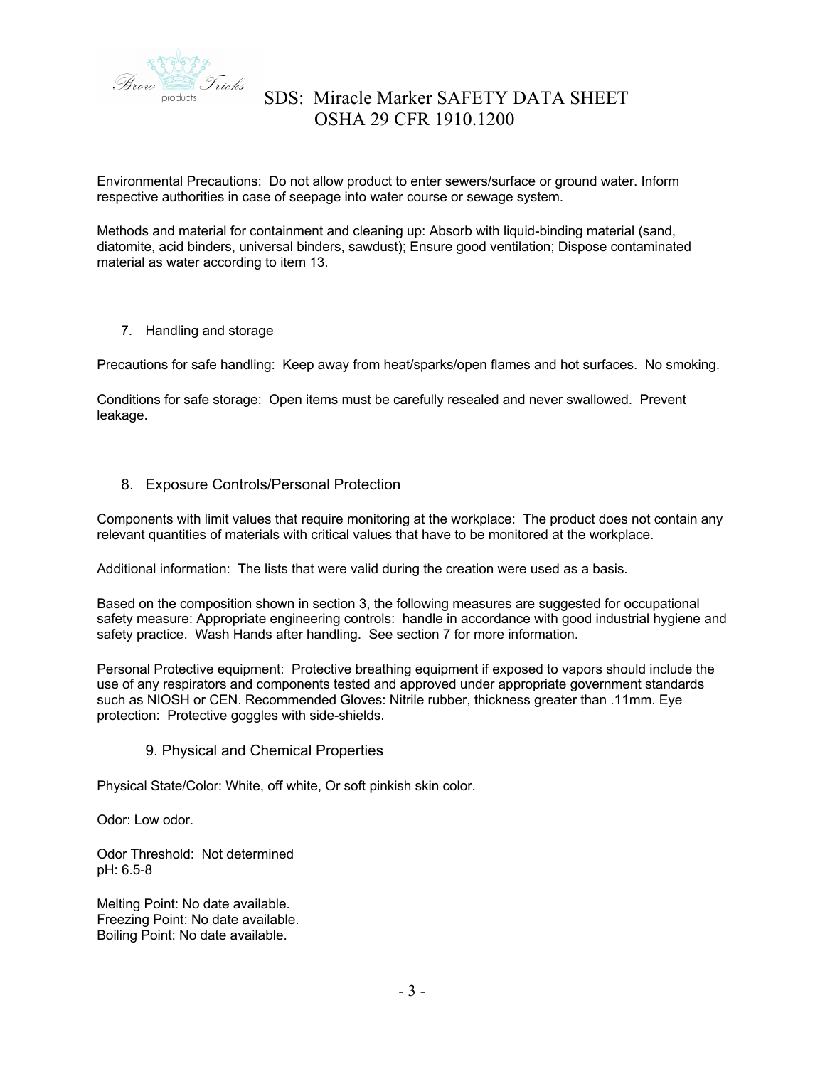Environmental Precautions: Do not allow product to enter sewers/surface or ground water. Inform respective authorities in case of seepage into water course or sewage system.

Methods and material for containment and cleaning up: Absorb with liquid-binding material (sand, diatomite, acid binders, universal binders, sawdust); Ensure good ventilation; Dispose contaminated material as water according to item 13.

## 7. Handling and storage

Precautions for safe handling: Keep away from heat/sparks/open flames and hot surfaces. No smoking.

Conditions for safe storage: Open items must be carefully resealed and never swallowed. Prevent leakage.

## 8. Exposure Controls/Personal Protection

Components with limit values that require monitoring at the workplace: The product does not contain any relevant quantities of materials with critical values that have to be monitored at the workplace.

Additional information: The lists that were valid during the creation were used as a basis.

Based on the composition shown in section 3, the following measures are suggested for occupational safety measure: Appropriate engineering controls: handle in accordance with good industrial hygiene and safety practice. Wash Hands after handling. See section 7 for more information.

Personal Protective equipment: Protective breathing equipment if exposed to vapors should include the use of any respirators and components tested and approved under appropriate government standards such as NIOSH or CEN. Recommended Gloves: Nitrile rubber, thickness greater than .11mm. Eye protection: Protective goggles with side-shields.

## 9. Physical and Chemical Properties

Physical State/Color: White, off white, Or soft pinkish skin color.

Odor: Low odor.

Odor Threshold: Not determined
pH: 6.5-8

Melting Point: No date available.
Freezing Point: No date available.
Boiling Point: No date available.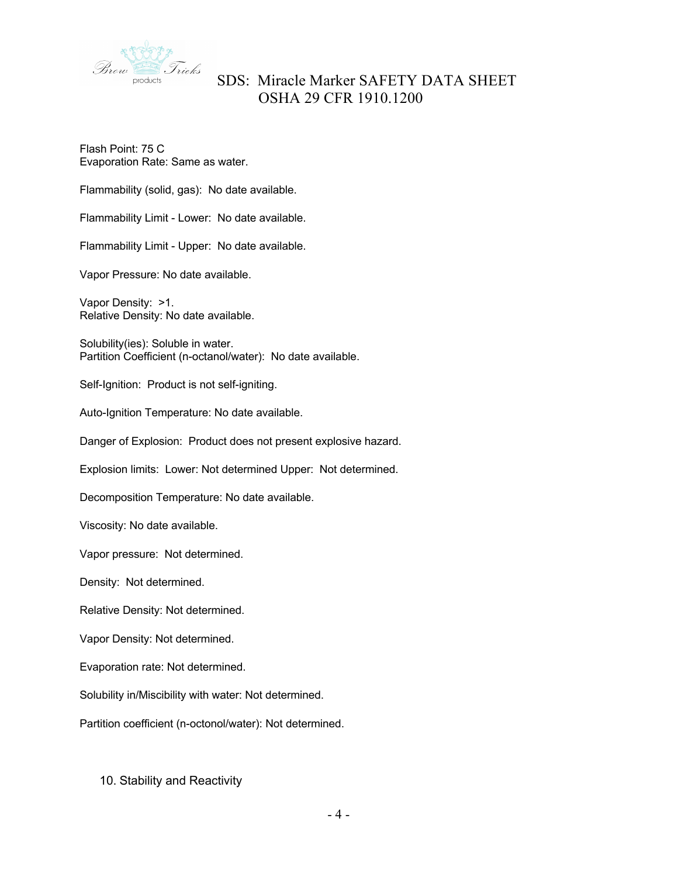Flash Point: 75 C
Evaporation Rate: Same as water.

Flammability (solid, gas): No date available.

Flammability Limit - Lower: No date available.

Flammability Limit - Upper: No date available.

Vapor Pressure: No date available.

Vapor Density: >1.
Relative Density: No date available.

Solubility(ies): Soluble in water.
Partition Coefficient (n-octanol/water): No date available.

Self-Ignition: Product is not self-igniting.

Auto-Ignition Temperature: No date available.

Danger of Explosion: Product does not present explosive hazard.

Explosion limits: Lower: Not determined Upper: Not determined.

Decomposition Temperature: No date available.

Viscosity: No date available.

Vapor pressure: Not determined.

Density: Not determined.

Relative Density: Not determined.

Vapor Density: Not determined.

Evaporation rate: Not determined.

Solubility in/Miscibility with water: Not determined.

Partition coefficient (n-octonol/water): Not determined.

## 10. Stability and Reactivity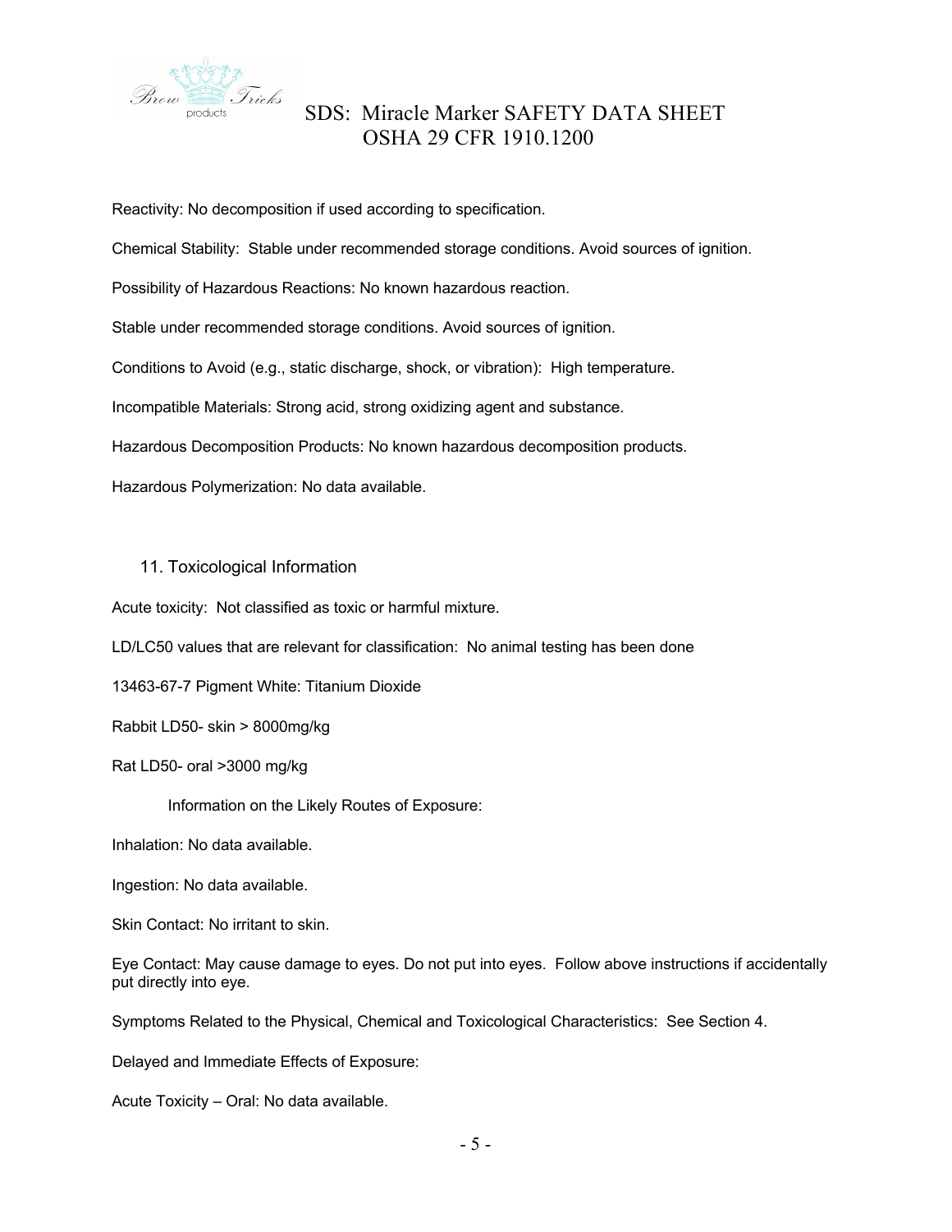Reactivity: No decomposition if used according to specification.

Chemical Stability: Stable under recommended storage conditions. Avoid sources of ignition.

Possibility of Hazardous Reactions: No known hazardous reaction.

Stable under recommended storage conditions. Avoid sources of ignition.

Conditions to Avoid (e.g., static discharge, shock, or vibration): High temperature.

Incompatible Materials: Strong acid, strong oxidizing agent and substance.

Hazardous Decomposition Products: No known hazardous decomposition products.

Hazardous Polymerization: No data available.

## 11. Toxicological Information

Acute toxicity: Not classified as toxic or harmful mixture.

LD/LC50 values that are relevant for classification: No animal testing has been done

13463-67-7 Pigment White: Titanium Dioxide

Rabbit LD50- skin > 8000mg/kg

Rat LD50- oral >3000 mg/kg

Information on the Likely Routes of Exposure:

Inhalation: No data available.

Ingestion: No data available.

Skin Contact: No irritant to skin.

Eye Contact: May cause damage to eyes. Do not put into eyes. Follow above instructions if accidentally put directly into eye.

Symptoms Related to the Physical, Chemical and Toxicological Characteristics: See Section 4.

Delayed and Immediate Effects of Exposure:

Acute Toxicity – Oral: No data available.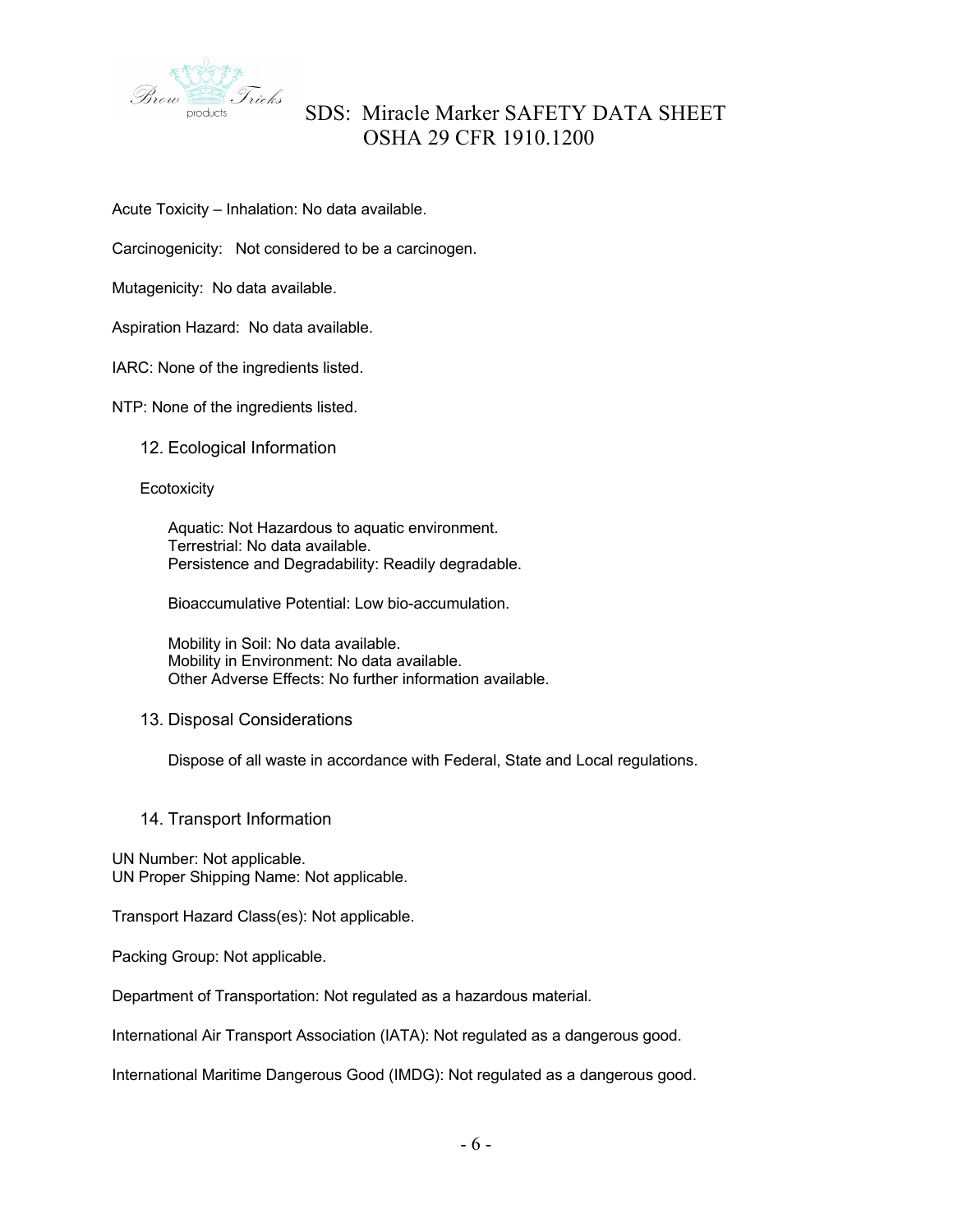Acute Toxicity – Inhalation: No data available.

Carcinogenicity: Not considered to be a carcinogen.

Mutagenicity: No data available.

Aspiration Hazard: No data available.

IARC: None of the ingredients listed.

NTP: None of the ingredients listed.

## 12. Ecological Information

Ecotoxicity

Aquatic: Not Hazardous to aquatic environment.
Terrestrial: No data available.
Persistence and Degradability: Readily degradable.

Bioaccumulative Potential: Low bio-accumulation.

Mobility in Soil: No data available.
Mobility in Environment: No data available.
Other Adverse Effects: No further information available.

## 13. Disposal Considerations

Dispose of all waste in accordance with Federal, State and Local regulations.

## 14. Transport Information

UN Number: Not applicable.
UN Proper Shipping Name: Not applicable.

Transport Hazard Class(es): Not applicable.

Packing Group: Not applicable.

Department of Transportation: Not regulated as a hazardous material.

International Air Transport Association (IATA): Not regulated as a dangerous good.

International Maritime Dangerous Good (IMDG): Not regulated as a dangerous good.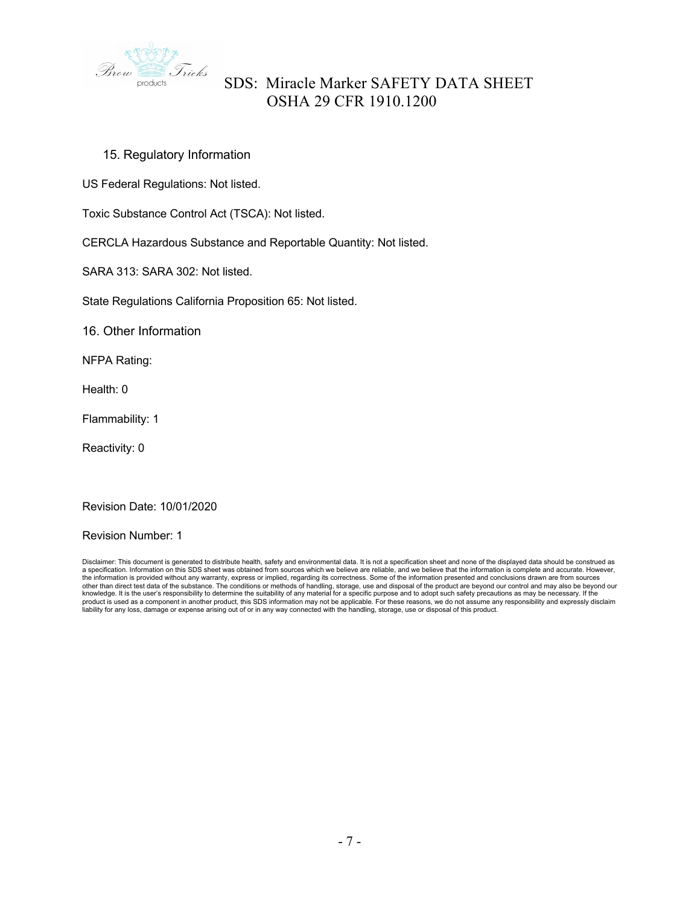## 15. Regulatory Information

US Federal Regulations: Not listed.

Toxic Substance Control Act (TSCA): Not listed.

CERCLA Hazardous Substance and Reportable Quantity: Not listed.

SARA 313: SARA 302: Not listed.

State Regulations California Proposition 65: Not listed.

## 16. Other Information

NFPA Rating:

Health: 0

Flammability: 1

Reactivity: 0

Revision Date: 10/01/2020

Revision Number: 1

Disclaimer: This document is generated to distribute health, safety and environmental data. It is not a specification sheet and none of the displayed data should be construed as a specification. Information on this SDS sheet was obtained from sources which we believe are reliable, and we believe that the information is complete and accurate. However, the information is provided without any warranty, express or implied, regarding its correctness. Some of the information presented and conclusions drawn are from sources other than direct test data of the substance. The conditions or methods of handling, storage, use and disposal of the product are beyond our control and may also be beyond our knowledge. It is the user's responsibility to determine the suitability of any material for a specific purpose and to adopt such safety precautions as may be necessary. If the product is used as a component in another product, this SDS information may not be applicable. For these reasons, we do not assume any responsibility and expressly disclaim liability for any loss, damage or expense arising out of or in any way connected with the handling, storage, use or disposal of this product.